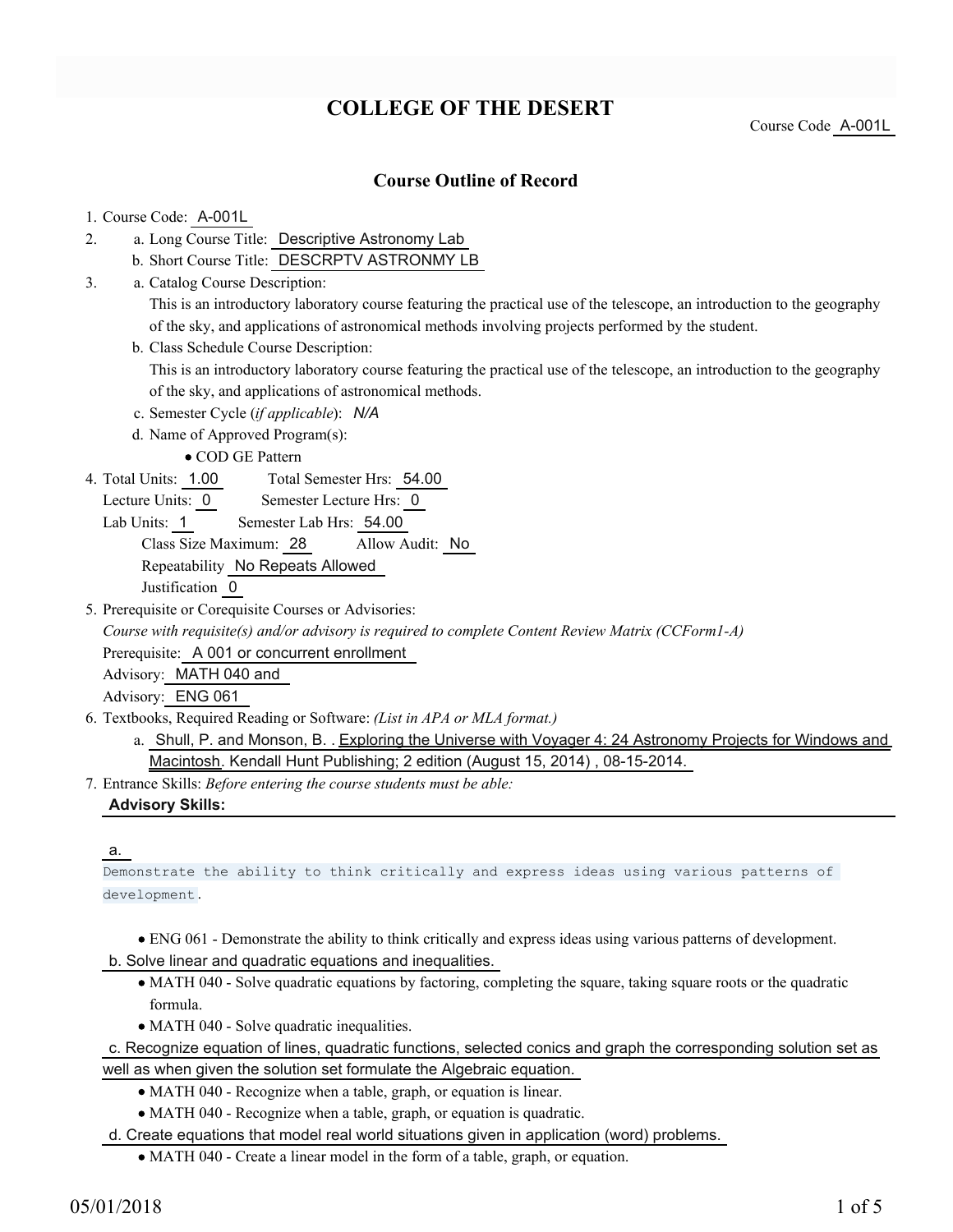# COLLEGE OF THE DESERT

Course Code A-001L

## Course Outline of Record

1. Course Code: A-001L
2. a. Long Course Title: Descriptive Astronomy Lab
   b. Short Course Title: DESCRPTV ASTRONMY LB
3. a. Catalog Course Description:
   This is an introductory laboratory course featuring the practical use of the telescope, an introduction to the geography of the sky, and applications of astronomical methods involving projects performed by the student.
   b. Class Schedule Course Description:
   This is an introductory laboratory course featuring the practical use of the telescope, an introduction to the geography of the sky, and applications of astronomical methods.
   c. Semester Cycle (*if applicable*): *N/A*
   d. Name of Approved Program(s):
      - COD GE Pattern
4. Total Units: 1.00 Total Semester Hrs: 54.00
   Lecture Units: 0 Semester Lecture Hrs: 0
   Lab Units: 1 Semester Lab Hrs: 54.00
   Class Size Maximum: 28 Allow Audit: No
   Repeatability No Repeats Allowed
   Justification 0
5. Prerequisite or Corequisite Courses or Advisories:
   *Course with requisite(s) and/or advisory is required to complete Content Review Matrix (CCForm1-A)*
   Prerequisite: A 001 or concurrent enrollment
   Advisory: MATH 040 and
   Advisory: ENG 061
6. Textbooks, Required Reading or Software: *(List in APA or MLA format.)*
   a. Shull, P. and Monson, B. . Exploring the Universe with Voyager 4: 24 Astronomy Projects for Windows and Macintosh. Kendall Hunt Publishing; 2 edition (August 15, 2014) , 08-15-2014.
7. Entrance Skills: *Before entering the course students must be able:*

**Advisory Skills:**

a. Demonstrate the ability to think critically and express ideas using various patterns of development.

- ENG 061 - Demonstrate the ability to think critically and express ideas using various patterns of development.

b. Solve linear and quadratic equations and inequalities.

- MATH 040 - Solve quadratic equations by factoring, completing the square, taking square roots or the quadratic formula.
- MATH 040 - Solve quadratic inequalities.

c. Recognize equation of lines, quadratic functions, selected conics and graph the corresponding solution set as well as when given the solution set formulate the Algebraic equation.

- MATH 040 - Recognize when a table, graph, or equation is linear.
- MATH 040 - Recognize when a table, graph, or equation is quadratic.

d. Create equations that model real world situations given in application (word) problems.

- MATH 040 - Create a linear model in the form of a table, graph, or equation.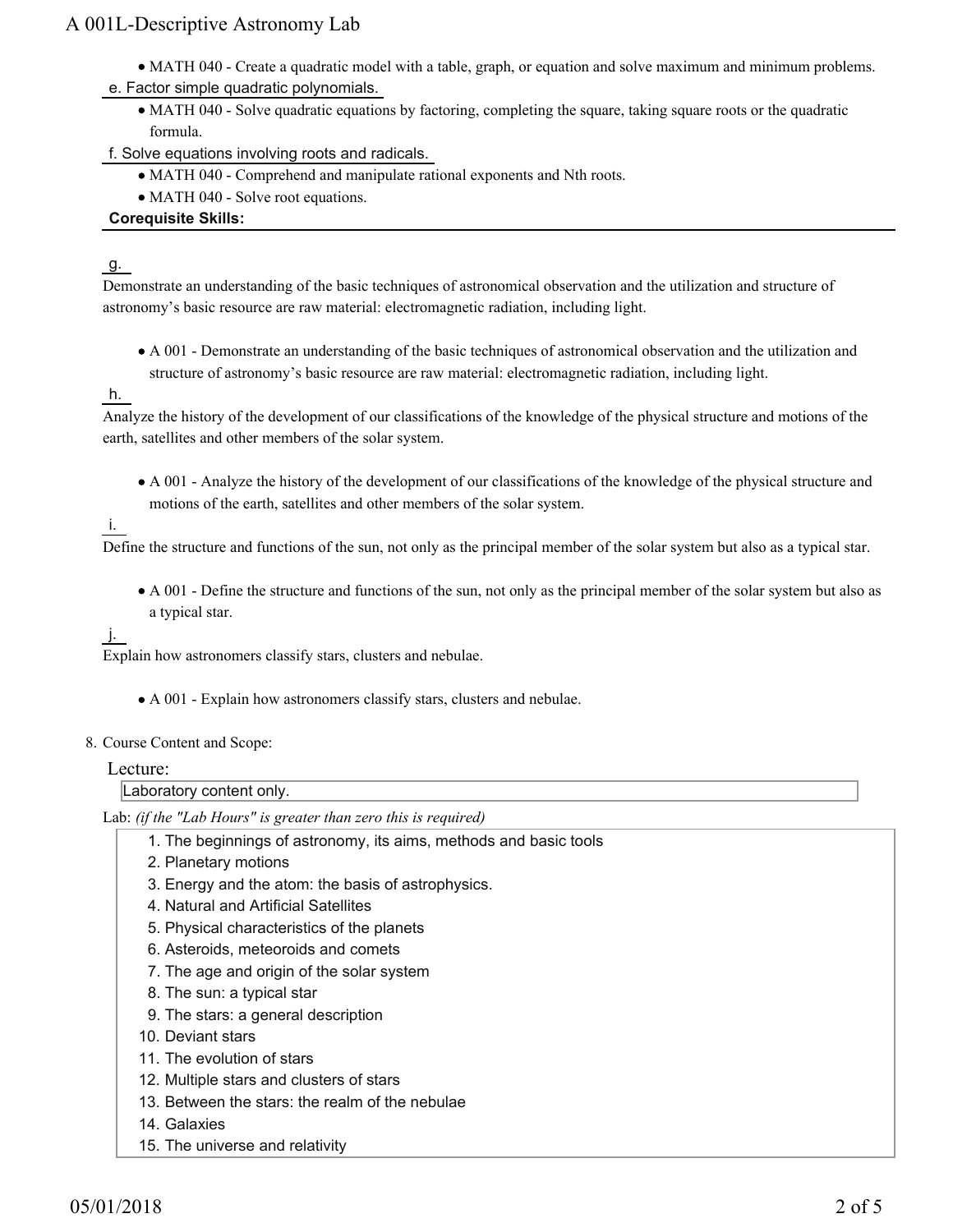- MATH 040 - Create a quadratic model with a table, graph, or equation and solve maximum and minimum problems.

e. Factor simple quadratic polynomials.

- MATH 040 - Solve quadratic equations by factoring, completing the square, taking square roots or the quadratic formula.

f. Solve equations involving roots and radicals.

- MATH 040 - Comprehend and manipulate rational exponents and Nth roots.
- MATH 040 - Solve root equations.

**Corequisite Skills:**

g.

Demonstrate an understanding of the basic techniques of astronomical observation and the utilization and structure of astronomy's basic resource are raw material: electromagnetic radiation, including light.

- A 001 - Demonstrate an understanding of the basic techniques of astronomical observation and the utilization and structure of astronomy's basic resource are raw material: electromagnetic radiation, including light.

h.

Analyze the history of the development of our classifications of the knowledge of the physical structure and motions of the earth, satellites and other members of the solar system.

- A 001 - Analyze the history of the development of our classifications of the knowledge of the physical structure and motions of the earth, satellites and other members of the solar system.

i.

Define the structure and functions of the sun, not only as the principal member of the solar system but also as a typical star.

- A 001 - Define the structure and functions of the sun, not only as the principal member of the solar system but also as a typical star.

j.

Explain how astronomers classify stars, clusters and nebulae.

- A 001 - Explain how astronomers classify stars, clusters and nebulae.

8. Course Content and Scope:

Lecture:

Laboratory content only.

Lab: *(if the "Lab Hours" is greater than zero this is required)*

1. The beginnings of astronomy, its aims, methods and basic tools
2. Planetary motions
3. Energy and the atom: the basis of astrophysics.
4. Natural and Artificial Satellites
5. Physical characteristics of the planets
6. Asteroids, meteoroids and comets
7. The age and origin of the solar system
8. The sun: a typical star
9. The stars: a general description
10. Deviant stars
11. The evolution of stars
12. Multiple stars and clusters of stars
13. Between the stars: the realm of the nebulae
14. Galaxies
15. The universe and relativity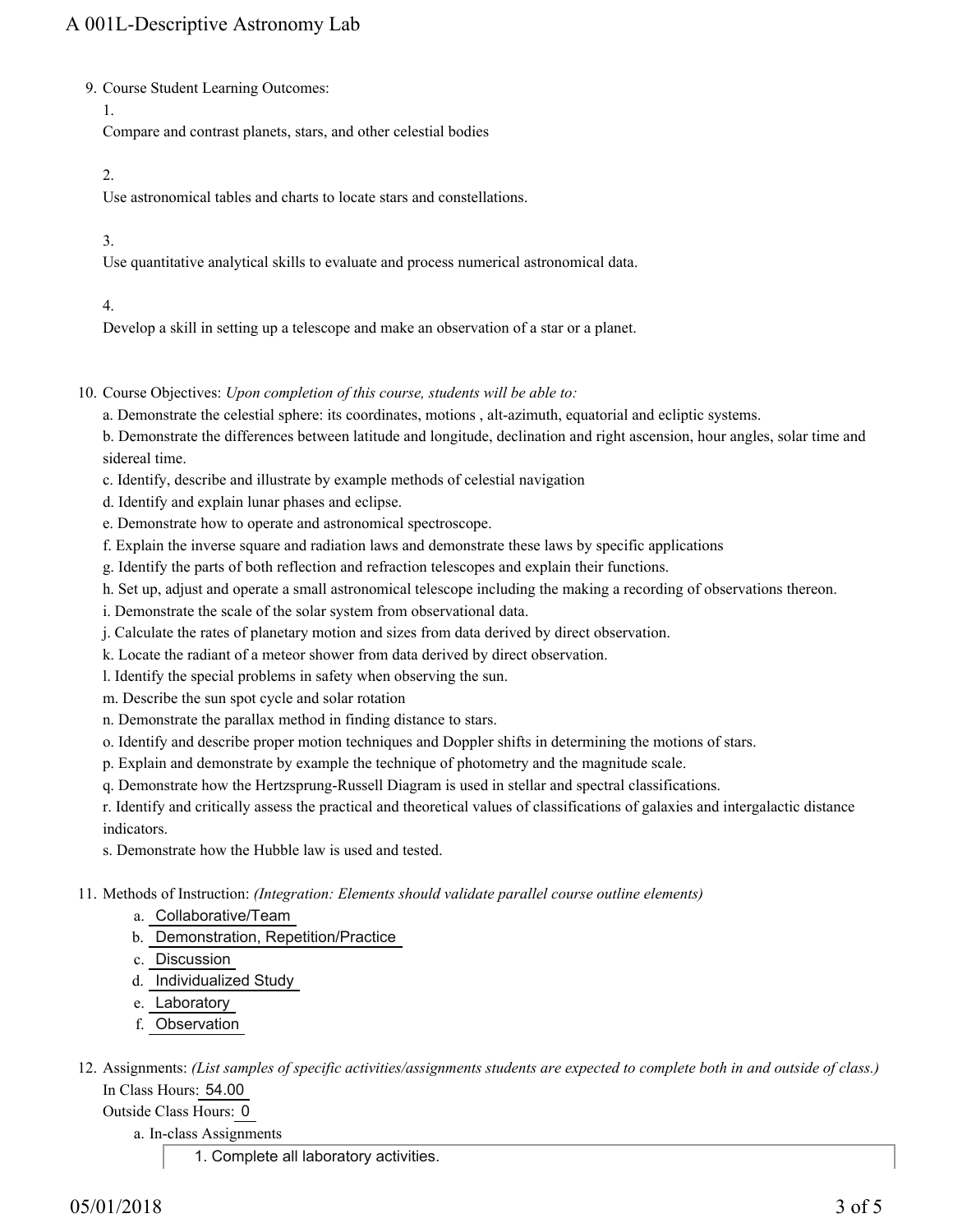9. Course Student Learning Outcomes:

   1.

   Compare and contrast planets, stars, and other celestial bodies

   2.

   Use astronomical tables and charts to locate stars and constellations.

   3.

   Use quantitative analytical skills to evaluate and process numerical astronomical data.

   4.

   Develop a skill in setting up a telescope and make an observation of a star or a planet.

10. Course Objectives: *Upon completion of this course, students will be able to:*

    a. Demonstrate the celestial sphere: its coordinates, motions , alt-azimuth, equatorial and ecliptic systems.
    b. Demonstrate the differences between latitude and longitude, declination and right ascension, hour angles, solar time and sidereal time.
    c. Identify, describe and illustrate by example methods of celestial navigation
    d. Identify and explain lunar phases and eclipse.
    e. Demonstrate how to operate and astronomical spectroscope.
    f. Explain the inverse square and radiation laws and demonstrate these laws by specific applications
    g. Identify the parts of both reflection and refraction telescopes and explain their functions.
    h. Set up, adjust and operate a small astronomical telescope including the making a recording of observations thereon.
    i. Demonstrate the scale of the solar system from observational data.
    j. Calculate the rates of planetary motion and sizes from data derived by direct observation.
    k. Locate the radiant of a meteor shower from data derived by direct observation.
    l. Identify the special problems in safety when observing the sun.
    m. Describe the sun spot cycle and solar rotation
    n. Demonstrate the parallax method in finding distance to stars.
    o. Identify and describe proper motion techniques and Doppler shifts in determining the motions of stars.
    p. Explain and demonstrate by example the technique of photometry and the magnitude scale.
    q. Demonstrate how the Hertzsprung-Russell Diagram is used in stellar and spectral classifications.
    r. Identify and critically assess the practical and theoretical values of classifications of galaxies and intergalactic distance indicators.
    s. Demonstrate how the Hubble law is used and tested.

11. Methods of Instruction: *(Integration: Elements should validate parallel course outline elements)*

    a. Collaborative/Team
    b. Demonstration, Repetition/Practice
    c. Discussion
    d. Individualized Study
    e. Laboratory
    f. Observation

12. Assignments: *(List samples of specific activities/assignments students are expected to complete both in and outside of class.)*

    In Class Hours: 54.00

    Outside Class Hours: 0

    a. In-class Assignments

       1. Complete all laboratory activities.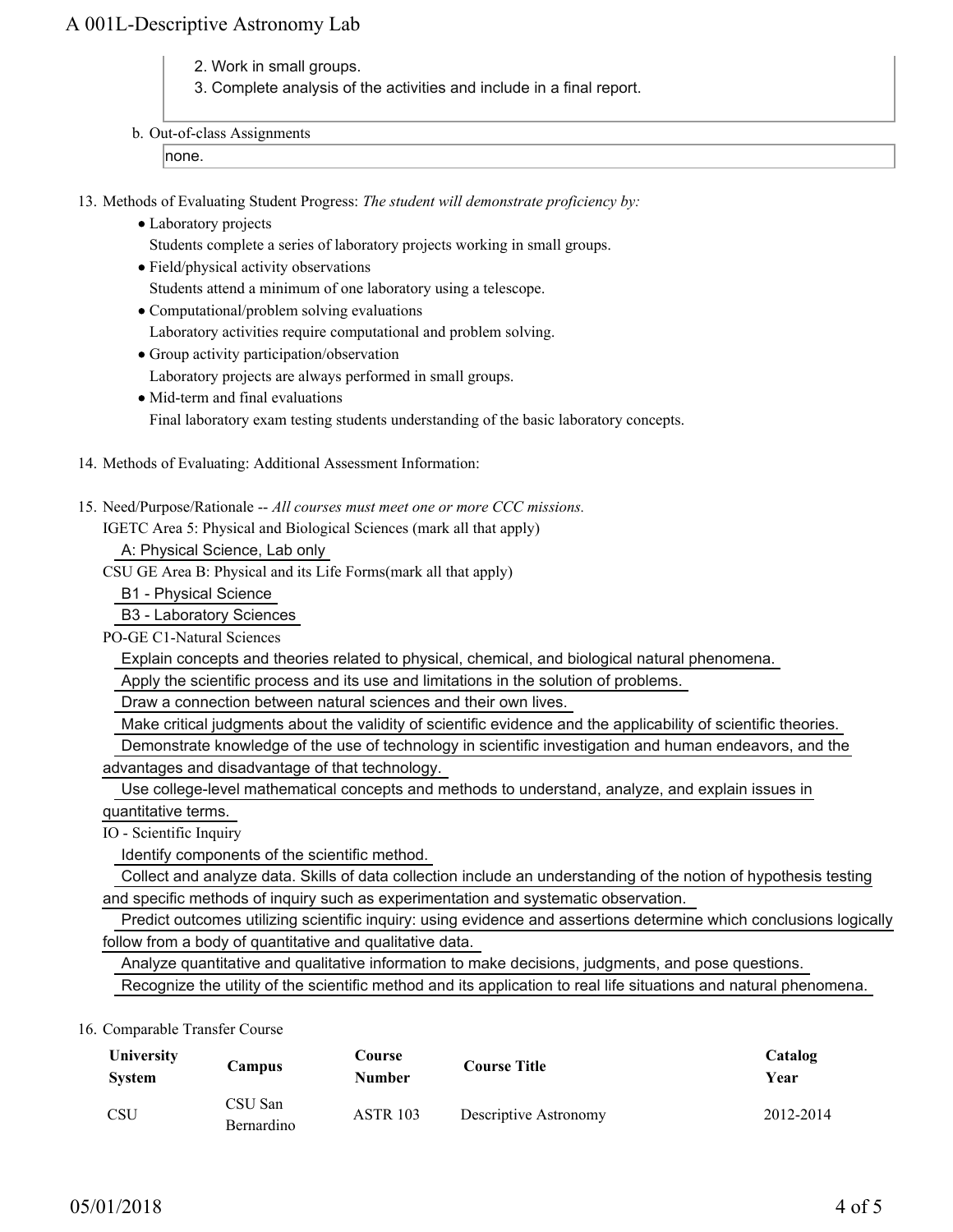2. Work in small groups.
3. Complete analysis of the activities and include in a final report.

b. Out-of-class Assignments

none.

13. Methods of Evaluating Student Progress: *The student will demonstrate proficiency by:*
    - Laboratory projects
      Students complete a series of laboratory projects working in small groups.
    - Field/physical activity observations
      Students attend a minimum of one laboratory using a telescope.
    - Computational/problem solving evaluations
      Laboratory activities require computational and problem solving.
    - Group activity participation/observation
      Laboratory projects are always performed in small groups.
    - Mid-term and final evaluations
      Final laboratory exam testing students understanding of the basic laboratory concepts.

14. Methods of Evaluating: Additional Assessment Information:

15. Need/Purpose/Rationale -- *All courses must meet one or more CCC missions.*

    IGETC Area 5: Physical and Biological Sciences (mark all that apply)

    A: Physical Science, Lab only

    CSU GE Area B: Physical and its Life Forms(mark all that apply)

    B1 - Physical Science

    B3 - Laboratory Sciences

    PO-GE C1-Natural Sciences

    Explain concepts and theories related to physical, chemical, and biological natural phenomena.

    Apply the scientific process and its use and limitations in the solution of problems.

    Draw a connection between natural sciences and their own lives.

    Make critical judgments about the validity of scientific evidence and the applicability of scientific theories.

    Demonstrate knowledge of the use of technology in scientific investigation and human endeavors, and the advantages and disadvantage of that technology.

    Use college-level mathematical concepts and methods to understand, analyze, and explain issues in quantitative terms.

    IO - Scientific Inquiry

    Identify components of the scientific method.

    Collect and analyze data. Skills of data collection include an understanding of the notion of hypothesis testing and specific methods of inquiry such as experimentation and systematic observation.

    Predict outcomes utilizing scientific inquiry: using evidence and assertions determine which conclusions logically follow from a body of quantitative and qualitative data.

    Analyze quantitative and qualitative information to make decisions, judgments, and pose questions.

    Recognize the utility of the scientific method and its application to real life situations and natural phenomena.

16. Comparable Transfer Course

| University System | Campus | Course Number | Course Title | Catalog Year |
|---|---|---|---|---|
| CSU | CSU San Bernardino | ASTR 103 | Descriptive Astronomy | 2012-2014 |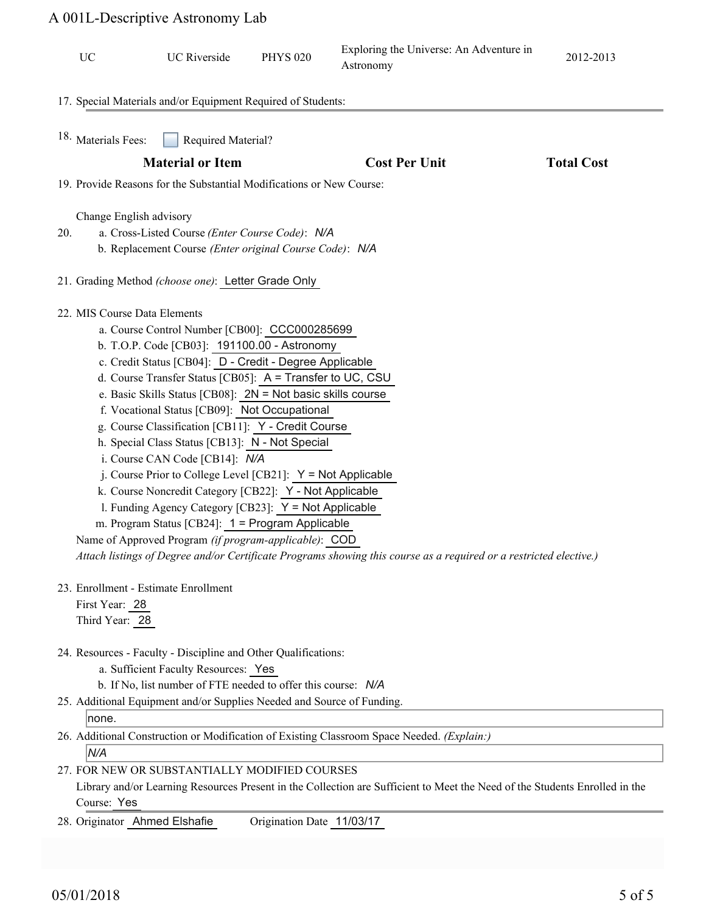| | | | | |
|---|---|---|---|---|
| UC | UC Riverside | PHYS 020 | Exploring the Universe: An Adventure in Astronomy | 2012-2013 |

17. Special Materials and/or Equipment Required of Students:

18. Materials Fees: ☐ Required Material?

| Material or Item | Cost Per Unit | Total Cost |
|---|---|---|

19. Provide Reasons for the Substantial Modifications or New Course:

Change English advisory

20. a. Cross-Listed Course *(Enter Course Code)*: *N/A*
    b. Replacement Course *(Enter original Course Code)*: *N/A*

21. Grading Method *(choose one)*: Letter Grade Only

22. MIS Course Data Elements
    a. Course Control Number [CB00]: CCC000285699
    b. T.O.P. Code [CB03]: 191100.00 - Astronomy
    c. Credit Status [CB04]: D - Credit - Degree Applicable
    d. Course Transfer Status [CB05]: A = Transfer to UC, CSU
    e. Basic Skills Status [CB08]: 2N = Not basic skills course
    f. Vocational Status [CB09]: Not Occupational
    g. Course Classification [CB11]: Y - Credit Course
    h. Special Class Status [CB13]: N - Not Special
    i. Course CAN Code [CB14]: *N/A*
    j. Course Prior to College Level [CB21]: Y = Not Applicable
    k. Course Noncredit Category [CB22]: Y - Not Applicable
    l. Funding Agency Category [CB23]: Y = Not Applicable
    m. Program Status [CB24]: 1 = Program Applicable

    Name of Approved Program *(if program-applicable)*: COD
    *Attach listings of Degree and/or Certificate Programs showing this course as a required or a restricted elective.)*

23. Enrollment - Estimate Enrollment
    First Year: 28
    Third Year: 28

24. Resources - Faculty - Discipline and Other Qualifications:
    a. Sufficient Faculty Resources: Yes
    b. If No, list number of FTE needed to offer this course: *N/A*

25. Additional Equipment and/or Supplies Needed and Source of Funding.
    none.

26. Additional Construction or Modification of Existing Classroom Space Needed. *(Explain:)*
    *N/A*

27. FOR NEW OR SUBSTANTIALLY MODIFIED COURSES
    Library and/or Learning Resources Present in the Collection are Sufficient to Meet the Need of the Students Enrolled in the Course: Yes

28. Originator Ahmed Elshafie    Origination Date 11/03/17